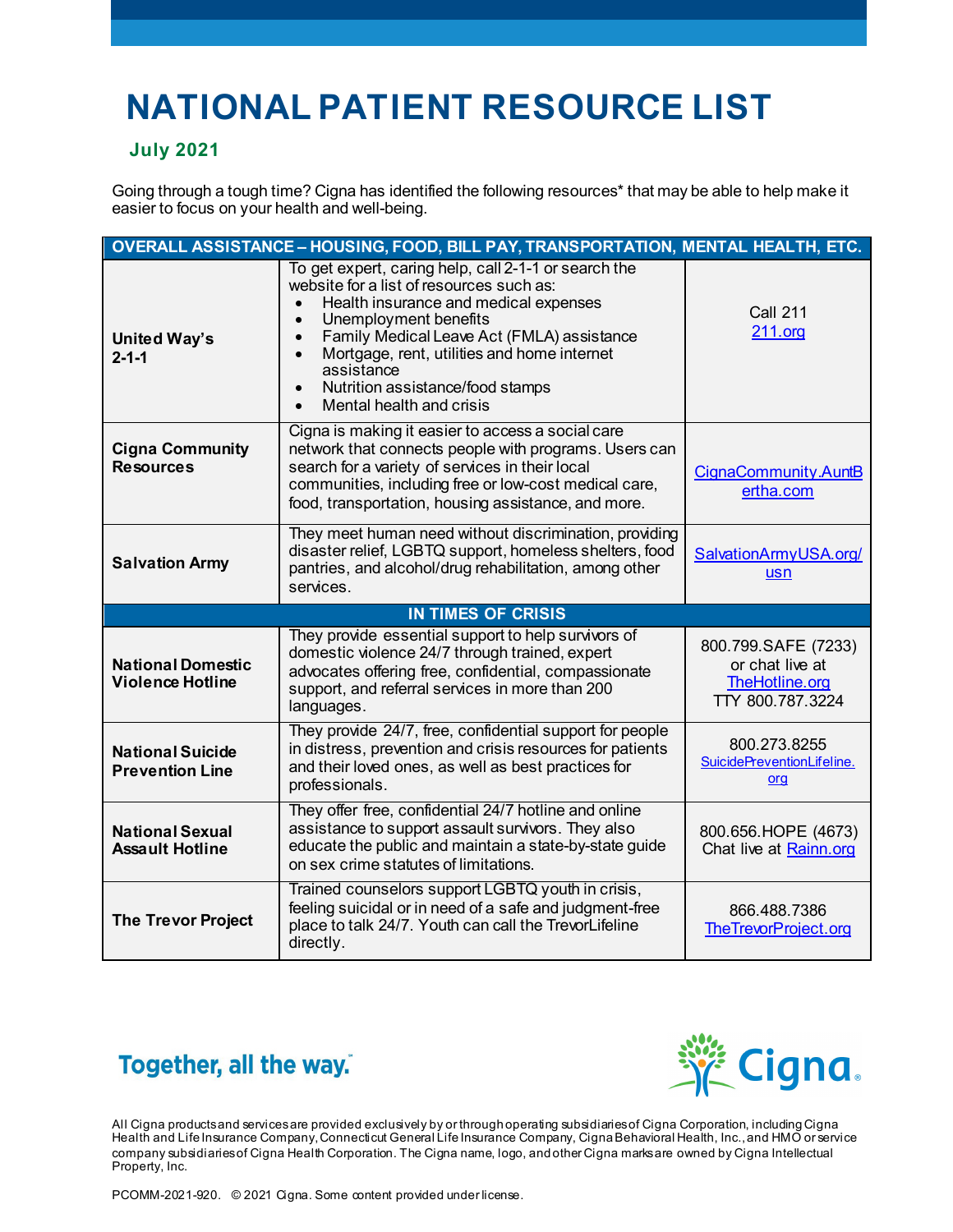# NATIONAL PATIENT RESOURCE LIST

**July 2021**

Going through a tough time? Cigna has identified the following resources* that may be able to help make it easier to focus on your health and well-being.

| OVERALL ASSISTANCE – HOUSING, FOOD, BILL PAY, TRANSPORTATION, MENTAL HEALTH, ETC. | | |
|---|---|---|
| **United Way's 2-1-1** | To get expert, caring help, call 2-1-1 or search the website for a list of resources such as: <br>• Health insurance and medical expenses <br>• Unemployment benefits <br>• Family Medical Leave Act (FMLA) assistance <br>• Mortgage, rent, utilities and home internet assistance <br>• Nutrition assistance/food stamps <br>• Mental health and crisis | Call 211 <br>211.org |
| **Cigna Community Resources** | Cigna is making it easier to access a social care network that connects people with programs. Users can search for a variety of services in their local communities, including free or low-cost medical care, food, transportation, housing assistance, and more. | CignaCommunity.AuntBertha.com |
| **Salvation Army** | They meet human need without discrimination, providing disaster relief, LGBTQ support, homeless shelters, food pantries, and alcohol/drug rehabilitation, among other services. | SalvationArmyUSA.org/usn |
| **IN TIMES OF CRISIS** | | |
| **National Domestic Violence Hotline** | They provide essential support to help survivors of domestic violence 24/7 through trained, expert advocates offering free, confidential, compassionate support, and referral services in more than 200 languages. | 800.799.SAFE (7233) or chat live at TheHotline.org <br>TTY 800.787.3224 |
| **National Suicide Prevention Line** | They provide 24/7, free, confidential support for people in distress, prevention and crisis resources for patients and their loved ones, as well as best practices for professionals. | 800.273.8255 <br>SuicidePreventionLifeline.org |
| **National Sexual Assault Hotline** | They offer free, confidential 24/7 hotline and online assistance to support assault survivors. They also educate the public and maintain a state-by-state guide on sex crime statutes of limitations. | 800.656.HOPE (4673) <br>Chat live at Rainn.org |
| **The Trevor Project** | Trained counselors support LGBTQ youth in crisis, feeling suicidal or in need of a safe and judgment-free place to talk 24/7. Youth can call the TrevorLifeline directly. | 866.488.7386 <br>TheTrevorProject.org |

Together, all the way.™

Cigna®

All Cigna products and services are provided exclusively by or through operating subsidiaries of Cigna Corporation, including Cigna Health and Life Insurance Company, Connecticut General Life Insurance Company, Cigna Behavioral Health, Inc., and HMO or service company subsidiaries of Cigna Health Corporation. The Cigna name, logo, and other Cigna marks are owned by Cigna Intellectual Property, Inc.

PCOMM-2021-920. © 2021 Cigna. Some content provided under license.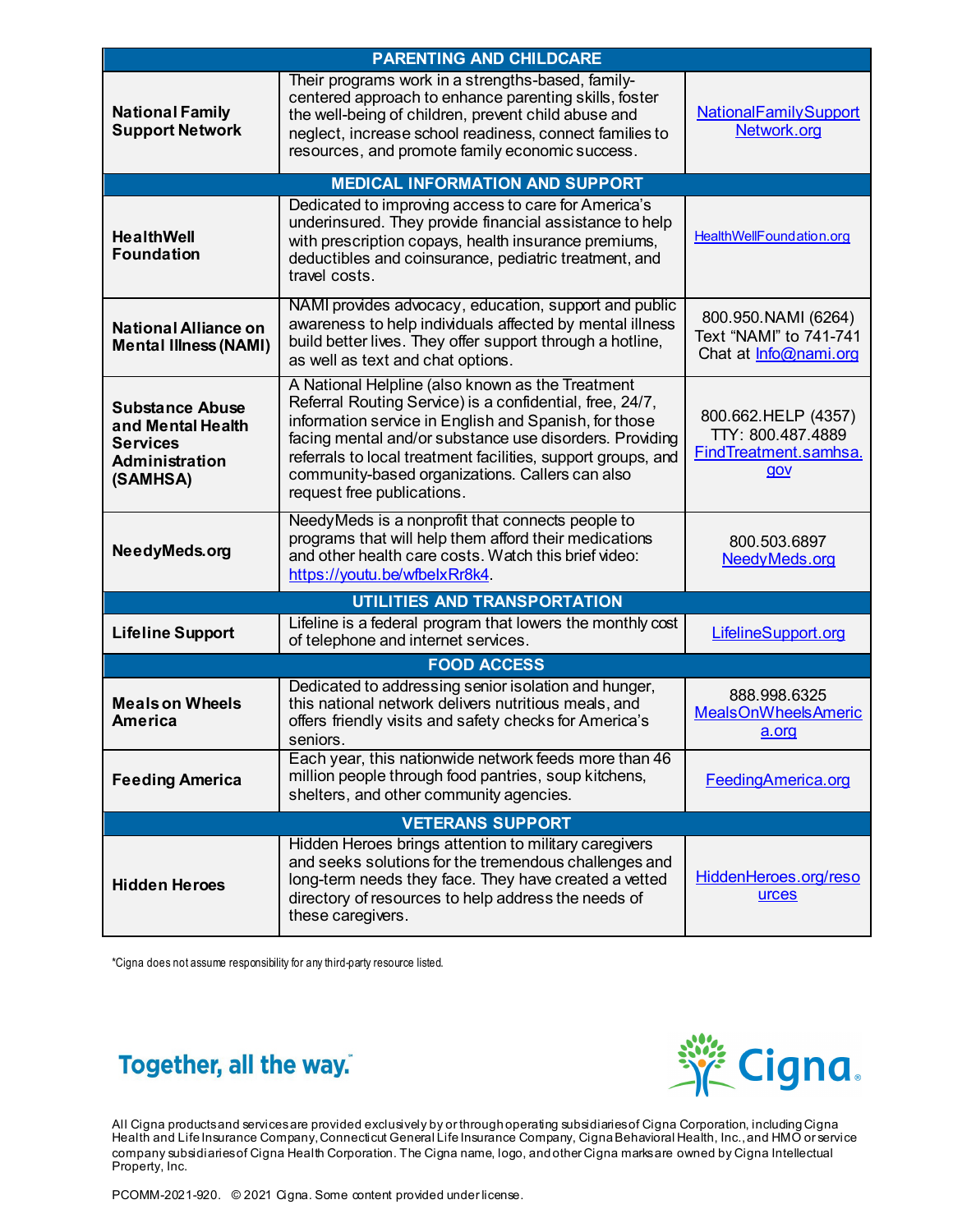| | | |
|---|---|---|
| **PARENTING AND CHILDCARE** | | |
| **National Family Support Network** | Their programs work in a strengths-based, family-centered approach to enhance parenting skills, foster the well-being of children, prevent child abuse and neglect, increase school readiness, connect families to resources, and promote family economic success. | NationalFamilySupportNetwork.org |
| **MEDICAL INFORMATION AND SUPPORT** | | |
| **HealthWell Foundation** | Dedicated to improving access to care for America's underinsured. They provide financial assistance to help with prescription copays, health insurance premiums, deductibles and coinsurance, pediatric treatment, and travel costs. | HealthWellFoundation.org |
| **National Alliance on Mental Illness (NAMI)** | NAMI provides advocacy, education, support and public awareness to help individuals affected by mental illness build better lives. They offer support through a hotline, as well as text and chat options. | 800.950.NAMI (6264)<br>Text "NAMI" to 741-741<br>Chat at Info@nami.org |
| **Substance Abuse and Mental Health Services Administration (SAMHSA)** | A National Helpline (also known as the Treatment Referral Routing Service) is a confidential, free, 24/7, information service in English and Spanish, for those facing mental and/or substance use disorders. Providing referrals to local treatment facilities, support groups, and community-based organizations. Callers can also request free publications. | 800.662.HELP (4357)<br>TTY: 800.487.4889<br>FindTreatment.samhsa.gov |
| **NeedyMeds.org** | NeedyMeds is a nonprofit that connects people to programs that will help them afford their medications and other health care costs. Watch this brief video: https://youtu.be/wfbelxRr8k4. | 800.503.6897<br>NeedyMeds.org |
| **UTILITIES AND TRANSPORTATION** | | |
| **Lifeline Support** | Lifeline is a federal program that lowers the monthly cost of telephone and internet services. | LifelineSupport.org |
| **FOOD ACCESS** | | |
| **Meals on Wheels America** | Dedicated to addressing senior isolation and hunger, this national network delivers nutritious meals, and offers friendly visits and safety checks for America's seniors. | 888.998.6325<br>MealsOnWheelsAmerica.org |
| **Feeding America** | Each year, this nationwide network feeds more than 46 million people through food pantries, soup kitchens, shelters, and other community agencies. | FeedingAmerica.org |
| **VETERANS SUPPORT** | | |
| **Hidden Heroes** | Hidden Heroes brings attention to military caregivers and seeks solutions for the tremendous challenges and long-term needs they face. They have created a vetted directory of resources to help address the needs of these caregivers. | HiddenHeroes.org/resources |

*Cigna does not assume responsibility for any third-party resource listed.

Together, all the way.™

Cigna®

All Cigna products and services are provided exclusively by or through operating subsidiaries of Cigna Corporation, including Cigna Health and Life Insurance Company, Connecticut General Life Insurance Company, Cigna Behavioral Health, Inc., and HMO or service company subsidiaries of Cigna Health Corporation. The Cigna name, logo, and other Cigna marks are owned by Cigna Intellectual Property, Inc.

PCOMM-2021-920. © 2021 Cigna. Some content provided under license.